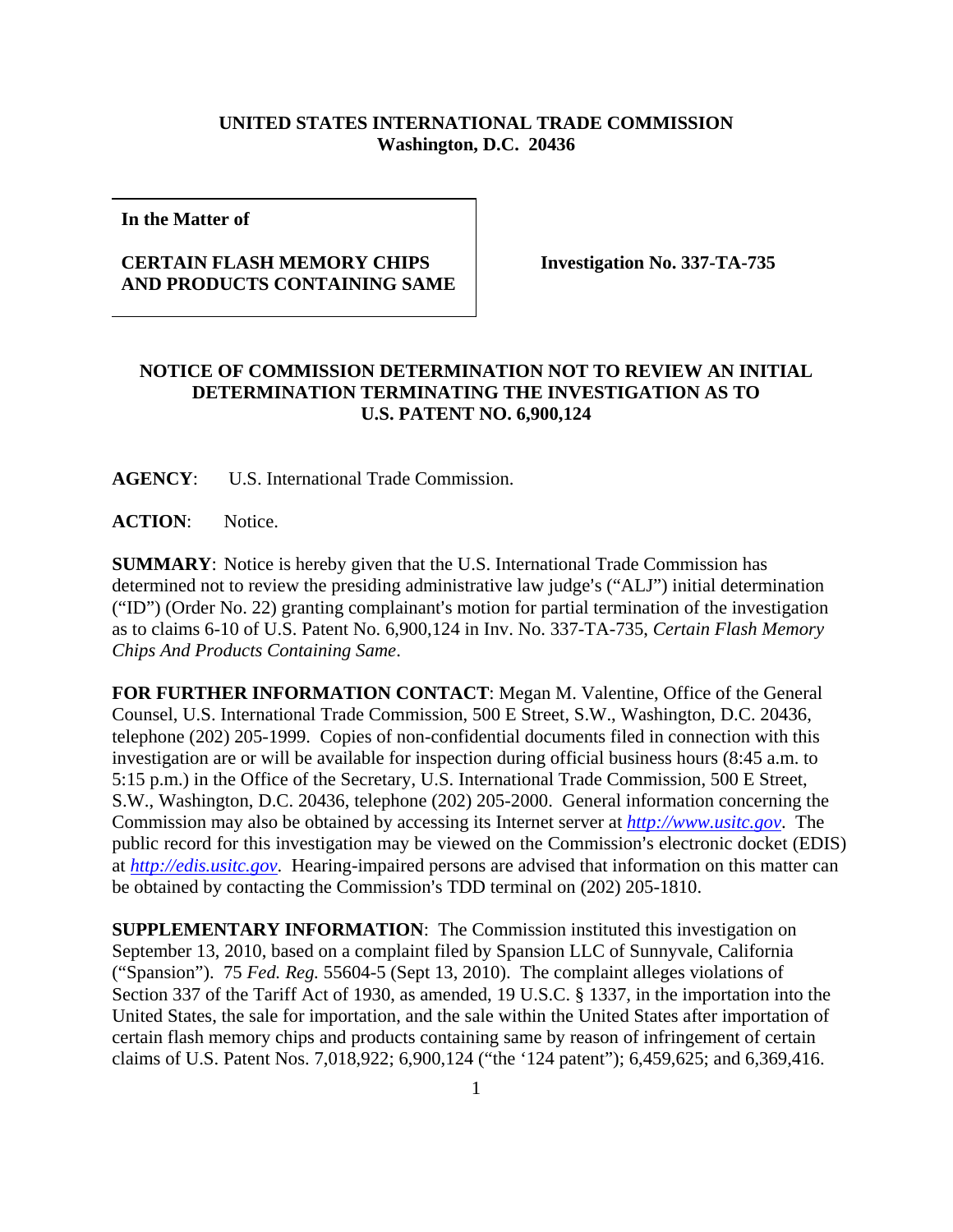**UNITED STATES INTERNATIONAL TRADE COMMISSION**
**Washington, D.C. 20436**

| | |
|---|---|
| **In the Matter of**<br><br>**CERTAIN FLASH MEMORY CHIPS AND PRODUCTS CONTAINING SAME** | **Investigation No. 337-TA-735** |

**NOTICE OF COMMISSION DETERMINATION NOT TO REVIEW AN INITIAL DETERMINATION TERMINATING THE INVESTIGATION AS TO U.S. PATENT NO. 6,900,124**

**AGENCY**: U.S. International Trade Commission.

**ACTION**: Notice.

**SUMMARY**: Notice is hereby given that the U.S. International Trade Commission has determined not to review the presiding administrative law judge's ("ALJ") initial determination ("ID") (Order No. 22) granting complainant's motion for partial termination of the investigation as to claims 6-10 of U.S. Patent No. 6,900,124 in Inv. No. 337-TA-735, *Certain Flash Memory Chips And Products Containing Same*.

**FOR FURTHER INFORMATION CONTACT**: Megan M. Valentine, Office of the General Counsel, U.S. International Trade Commission, 500 E Street, S.W., Washington, D.C. 20436, telephone (202) 205-1999. Copies of non-confidential documents filed in connection with this investigation are or will be available for inspection during official business hours (8:45 a.m. to 5:15 p.m.) in the Office of the Secretary, U.S. International Trade Commission, 500 E Street, S.W., Washington, D.C. 20436, telephone (202) 205-2000. General information concerning the Commission may also be obtained by accessing its Internet server at *http://www.usitc.gov*. The public record for this investigation may be viewed on the Commission's electronic docket (EDIS) at *http://edis.usitc.gov*. Hearing-impaired persons are advised that information on this matter can be obtained by contacting the Commission's TDD terminal on (202) 205-1810.

**SUPPLEMENTARY INFORMATION**: The Commission instituted this investigation on September 13, 2010, based on a complaint filed by Spansion LLC of Sunnyvale, California ("Spansion"). 75 *Fed. Reg.* 55604-5 (Sept 13, 2010). The complaint alleges violations of Section 337 of the Tariff Act of 1930, as amended, 19 U.S.C. § 1337, in the importation into the United States, the sale for importation, and the sale within the United States after importation of certain flash memory chips and products containing same by reason of infringement of certain claims of U.S. Patent Nos. 7,018,922; 6,900,124 ("the '124 patent"); 6,459,625; and 6,369,416.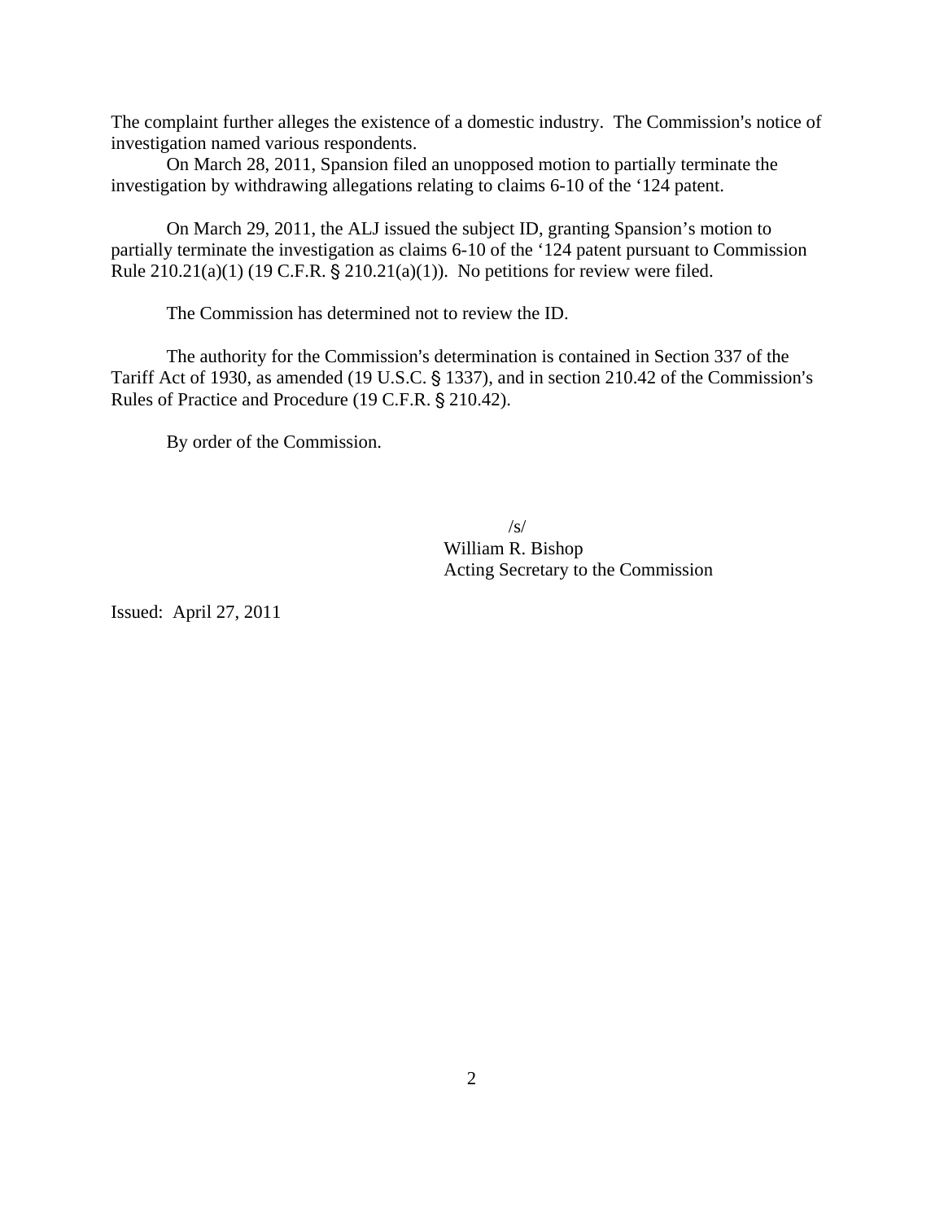The complaint further alleges the existence of a domestic industry. The Commission's notice of investigation named various respondents.

On March 28, 2011, Spansion filed an unopposed motion to partially terminate the investigation by withdrawing allegations relating to claims 6-10 of the '124 patent.

On March 29, 2011, the ALJ issued the subject ID, granting Spansion's motion to partially terminate the investigation as claims 6-10 of the '124 patent pursuant to Commission Rule 210.21(a)(1) (19 C.F.R. § 210.21(a)(1)). No petitions for review were filed.

The Commission has determined not to review the ID.

The authority for the Commission's determination is contained in Section 337 of the Tariff Act of 1930, as amended (19 U.S.C. § 1337), and in section 210.42 of the Commission's Rules of Practice and Procedure (19 C.F.R. § 210.42).

By order of the Commission.

/s/
William R. Bishop
Acting Secretary to the Commission

Issued: April 27, 2011